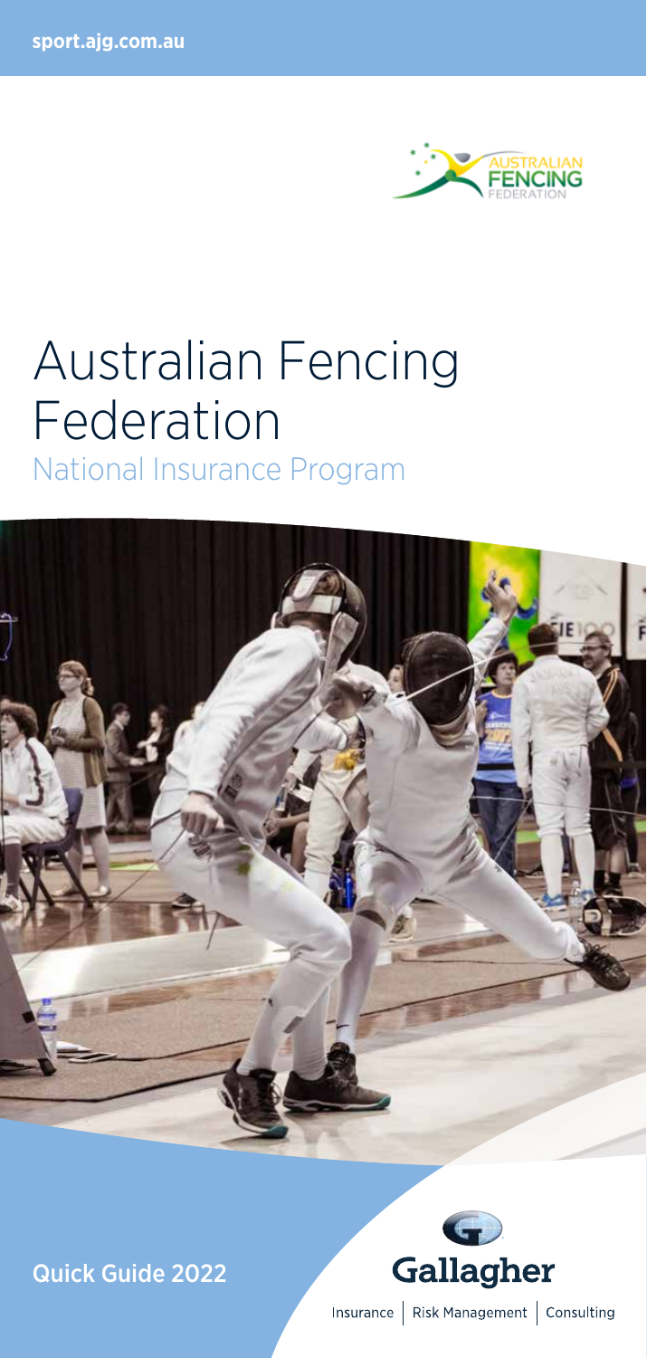sport.ajg.com.au

AUSTRALIAN FENCING FEDERATION

# Australian Fencing Federation

## National Insurance Program

Quick Guide 2022

Gallagher

Insurance | Risk Management | Consulting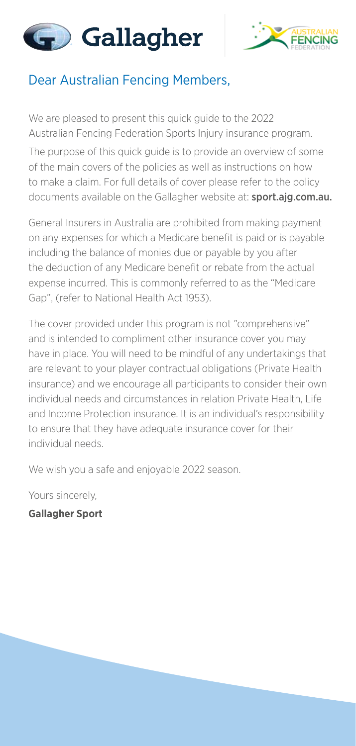## Dear Australian Fencing Members,

We are pleased to present this quick guide to the 2022 Australian Fencing Federation Sports Injury insurance program.

The purpose of this quick guide is to provide an overview of some of the main covers of the policies as well as instructions on how to make a claim. For full details of cover please refer to the policy documents available on the Gallagher website at: **sport.ajg.com.au.**

General Insurers in Australia are prohibited from making payment on any expenses for which a Medicare benefit is paid or is payable including the balance of monies due or payable by you after the deduction of any Medicare benefit or rebate from the actual expense incurred. This is commonly referred to as the "Medicare Gap", (refer to National Health Act 1953).

The cover provided under this program is not "comprehensive" and is intended to compliment other insurance cover you may have in place. You will need to be mindful of any undertakings that are relevant to your player contractual obligations (Private Health insurance) and we encourage all participants to consider their own individual needs and circumstances in relation Private Health, Life and Income Protection insurance. It is an individual's responsibility to ensure that they have adequate insurance cover for their individual needs.

We wish you a safe and enjoyable 2022 season.

Yours sincerely,

**Gallagher Sport**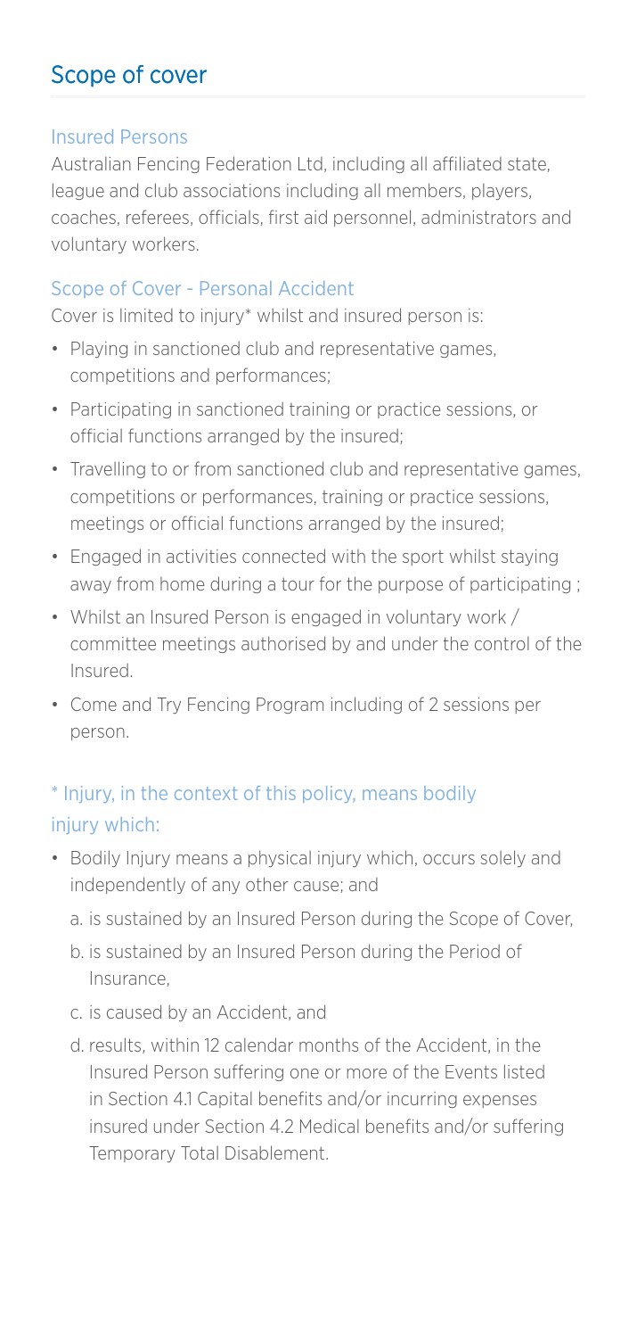## Scope of cover

### Insured Persons

Australian Fencing Federation Ltd, including all affiliated state, league and club associations including all members, players, coaches, referees, officials, first aid personnel, administrators and voluntary workers.

### Scope of Cover - Personal Accident

Cover is limited to injury* whilst and insured person is:

- Playing in sanctioned club and representative games, competitions and performances;
- Participating in sanctioned training or practice sessions, or official functions arranged by the insured;
- Travelling to or from sanctioned club and representative games, competitions or performances, training or practice sessions, meetings or official functions arranged by the insured;
- Engaged in activities connected with the sport whilst staying away from home during a tour for the purpose of participating ;
- Whilst an Insured Person is engaged in voluntary work / committee meetings authorised by and under the control of the Insured.
- Come and Try Fencing Program including of 2 sessions per person.

### * Injury, in the context of this policy, means bodily injury which:

- Bodily Injury means a physical injury which, occurs solely and independently of any other cause; and
  a. is sustained by an Insured Person during the Scope of Cover,
  b. is sustained by an Insured Person during the Period of Insurance,
  c. is caused by an Accident, and
  d. results, within 12 calendar months of the Accident, in the Insured Person suffering one or more of the Events listed in Section 4.1 Capital benefits and/or incurring expenses insured under Section 4.2 Medical benefits and/or suffering Temporary Total Disablement.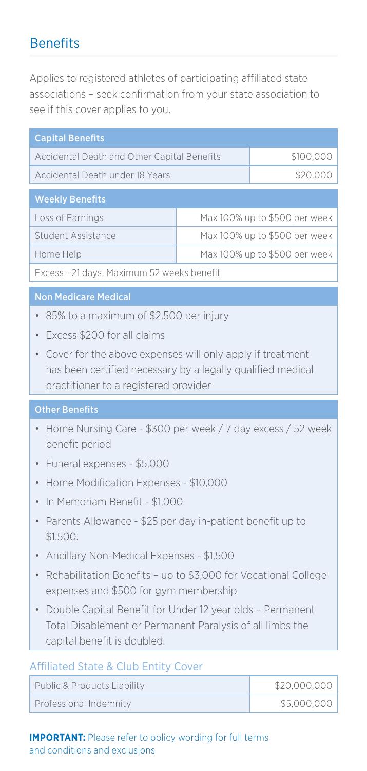## Benefits

Applies to registered athletes of participating affiliated state associations – seek confirmation from your state association to see if this cover applies to you.

| Capital Benefits | |
|---|---|
| Accidental Death and Other Capital Benefits | $100,000 |
| Accidental Death under 18 Years | $20,000 |

| Weekly Benefits | |
|---|---|
| Loss of Earnings | Max 100% up to $500 per week |
| Student Assistance | Max 100% up to $500 per week |
| Home Help | Max 100% up to $500 per week |
| Excess - 21 days, Maximum 52 weeks benefit | |

### Non Medicare Medical

- 85% to a maximum of $2,500 per injury
- Excess $200 for all claims
- Cover for the above expenses will only apply if treatment has been certified necessary by a legally qualified medical practitioner to a registered provider

### Other Benefits

- Home Nursing Care - $300 per week / 7 day excess / 52 week benefit period
- Funeral expenses - $5,000
- Home Modification Expenses - $10,000
- In Memoriam Benefit - $1,000
- Parents Allowance - $25 per day in-patient benefit up to $1,500.
- Ancillary Non-Medical Expenses - $1,500
- Rehabilitation Benefits – up to $3,000 for Vocational College expenses and $500 for gym membership
- Double Capital Benefit for Under 12 year olds – Permanent Total Disablement or Permanent Paralysis of all limbs the capital benefit is doubled.

### Affiliated State & Club Entity Cover

| Cover | Amount |
|---|---|
| Public & Products Liability | $20,000,000 |
| Professional Indemnity | $5,000,000 |

**IMPORTANT:** Please refer to policy wording for full terms and conditions and exclusions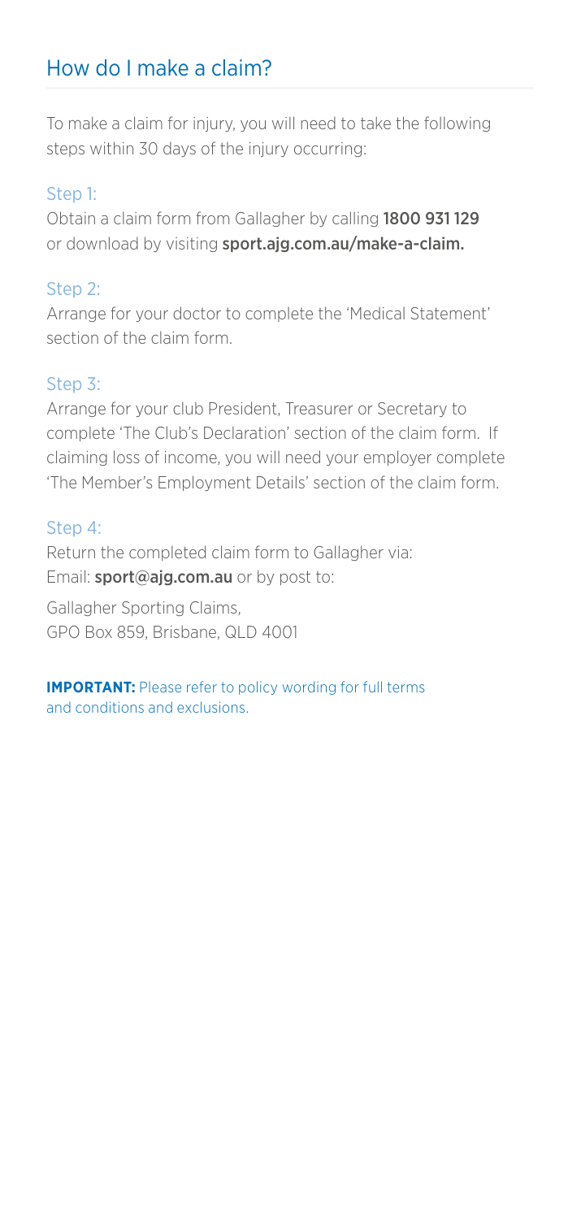## How do I make a claim?

To make a claim for injury, you will need to take the following steps within 30 days of the injury occurring:

### Step 1:

Obtain a claim form from Gallagher by calling **1800 931 129** or download by visiting **sport.ajg.com.au/make-a-claim.**

### Step 2:

Arrange for your doctor to complete the 'Medical Statement' section of the claim form.

### Step 3:

Arrange for your club President, Treasurer or Secretary to complete 'The Club's Declaration' section of the claim form. If claiming loss of income, you will need your employer complete 'The Member's Employment Details' section of the claim form.

### Step 4:

Return the completed claim form to Gallagher via:
Email: **sport@ajg.com.au** or by post to:

Gallagher Sporting Claims,
GPO Box 859, Brisbane, QLD 4001

**IMPORTANT:** Please refer to policy wording for full terms and conditions and exclusions.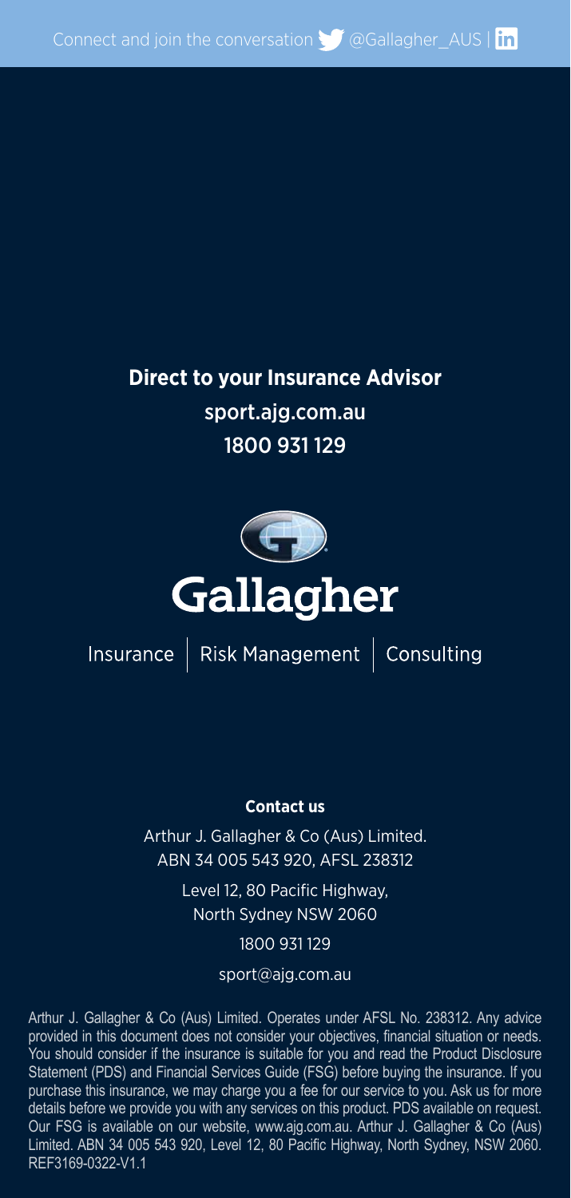Connect and join the conversation @Gallagher_AUS |

**Direct to your Insurance Advisor**

sport.ajg.com.au

1800 931 129

Gallagher

Insurance | Risk Management | Consulting

**Contact us**

Arthur J. Gallagher & Co (Aus) Limited.
ABN 34 005 543 920, AFSL 238312

Level 12, 80 Pacific Highway,
North Sydney NSW 2060

1800 931 129

sport@ajg.com.au

Arthur J. Gallagher & Co (Aus) Limited. Operates under AFSL No. 238312. Any advice provided in this document does not consider your objectives, financial situation or needs. You should consider if the insurance is suitable for you and read the Product Disclosure Statement (PDS) and Financial Services Guide (FSG) before buying the insurance. If you purchase this insurance, we may charge you a fee for our service to you. Ask us for more details before we provide you with any services on this product. PDS available on request. Our FSG is available on our website, www.ajg.com.au. Arthur J. Gallagher & Co (Aus) Limited. ABN 34 005 543 920, Level 12, 80 Pacific Highway, North Sydney, NSW 2060. REF3169-0322-V1.1